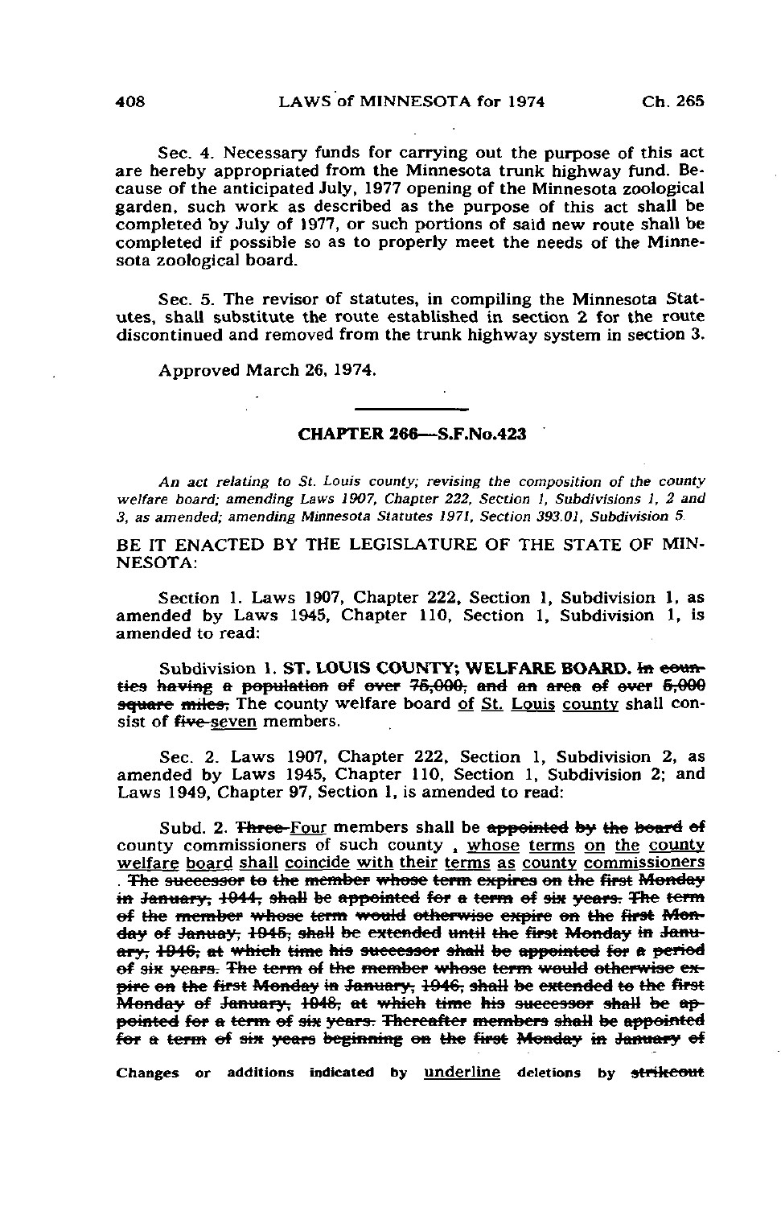Sec. 4. Necessary funds for carrying out the purpose of this act are hereby appropriated from the Minnesota trunk highway fund. Because of the anticipated July, 1977 opening of the Minnesota zoological garden, such work as described as the purpose of this act shall be completed by July of 1977, or such portions of said new route shall be completed if possible so as to properly meet the needs of the Minnesota zoological board.

Sec. 5. The revisor of statutes, in compiling the Minnesota Statutes, shall substitute the route established in section 2 for the route discontinued and removed from the trunk highway system in section 3.

Approved March 26, 1974.

## CHAPTER 266—S.F.No.423

*An act relating to St. Louis county; revising the composition of the county welfare board; amending Laws 1907, Chapter 222, Section 1, Subdivisions 1, 2 and 3, as amended; amending Minnesota Statutes 1971, Section 393.01, Subdivision 5.*

BE IT ENACTED BY THE LEGISLATURE OF THE STATE OF MINNESOTA:

Section 1. Laws 1907, Chapter 222, Section 1, Subdivision 1, as amended by Laws 1945, Chapter 110, Section 1, Subdivision 1, is amended to read:

Subdivision 1. **ST. LOUIS COUNTY; WELFARE BOARD.** ~~In counties having a population of over 75,000, and an area of over 5,000 square miles,~~ The county welfare board <u>of St. Louis county</u> shall consist of ~~five~~ <u>seven</u> members.

Sec. 2. Laws 1907, Chapter 222, Section 1, Subdivision 2, as amended by Laws 1945, Chapter 110, Section 1, Subdivision 2; and Laws 1949, Chapter 97, Section 1, is amended to read:

Subd. 2. ~~Three~~ <u>Four</u> members shall be ~~appointed by the board of~~ county commissioners of such county , <u>whose terms on the county welfare board shall coincide with their terms as county commissioners</u> . ~~The successor to the member whose term expires on the first Monday in January, 1944, shall be appointed for a term of six years. The term of the member whose term would otherwise expire on the first Monday of Januay, 1945, shall be extended until the first Monday in January, 1946, at which time his successor shall be appointed for a period of six years. The term of the member whose term would otherwise expire on the first Monday in January, 1946, shall be extended to the first Monday of January, 1948, at which time his successor shall be appointed for a term of six years. Thereafter members shall be appointed for a term of six years beginning on the first Monday in January of~~

Changes or additions indicated by <u>underline</u> deletions by ~~strikeout~~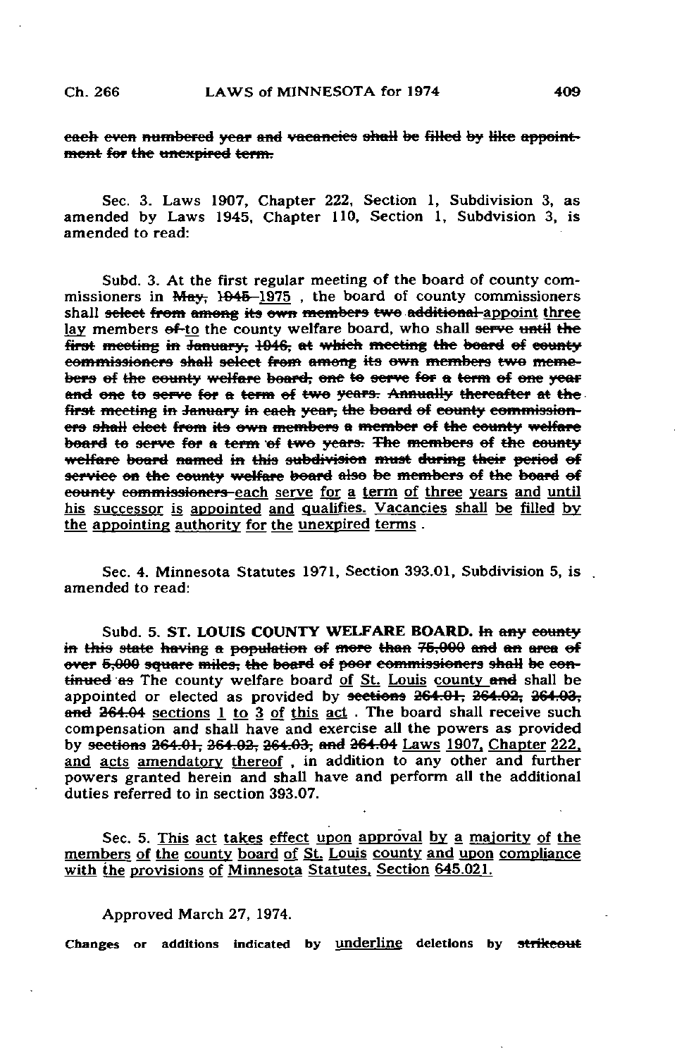~~each even numbered year and vacancies shall be filled by like appointment for the unexpired term.~~

Sec. 3. Laws 1907, Chapter 222, Section 1, Subdivision 3, as amended by Laws 1945, Chapter 110, Section 1, Subdvision 3, is amended to read:

Subd. 3. At the first regular meeting of the board of county commissioners in ~~May, 1945~~ <u>1975</u> , the board of county commissioners shall ~~select from among its own members two additional~~ <u>appoint three lay</u> members ~~of~~ <u>to</u> the county welfare board, who shall ~~serve until the first meeting in January, 1946, at which meeting the board of county commissioners shall select from among its own members two memebers of the county welfare board, one to serve for a term of one year and one to serve for a term of two years. Annually thereafter at the first meeting in January in each year, the board of county commissioners shall elect from its own members a member of the county welfare board to serve for a term of two years. The members of the county welfare board named in this subdivision must during their period of service on the county welfare board also be members of the board of county commissioners~~ <u>each serve for a term of three years and until his successor is appointed and qualifies. Vacancies shall be filled by the appointing authority for the unexpired terms</u> .

Sec. 4. Minnesota Statutes 1971, Section 393.01, Subdivision 5, is amended to read:

Subd. 5. **ST. LOUIS COUNTY WELFARE BOARD.** ~~In any county in this state having a population of more than 75,000 and an area of over 5,000 square miles, the board of poor commissioners shall be continued as~~ The county welfare board <u>of St. Louis county</u> ~~and~~ shall be appointed or elected as provided by ~~sections 264.01, 264.02, 264.03, and 264.04~~ <u>sections 1 to 3 of this act</u> . The board shall receive such compensation and shall have and exercise all the powers as provided by ~~sections 264.01, 264.02, 264.03, and 264.04~~ <u>Laws 1907, Chapter 222, and acts amendatory thereof</u> , in addition to any other and further powers granted herein and shall have and perform all the additional duties referred to in section 393.07.

Sec. 5. <u>This act takes effect upon approval by a majority of the members of the county board of St. Louis county and upon compliance with the provisions of Minnesota Statutes, Section 645.021.</u>

Approved March 27, 1974.